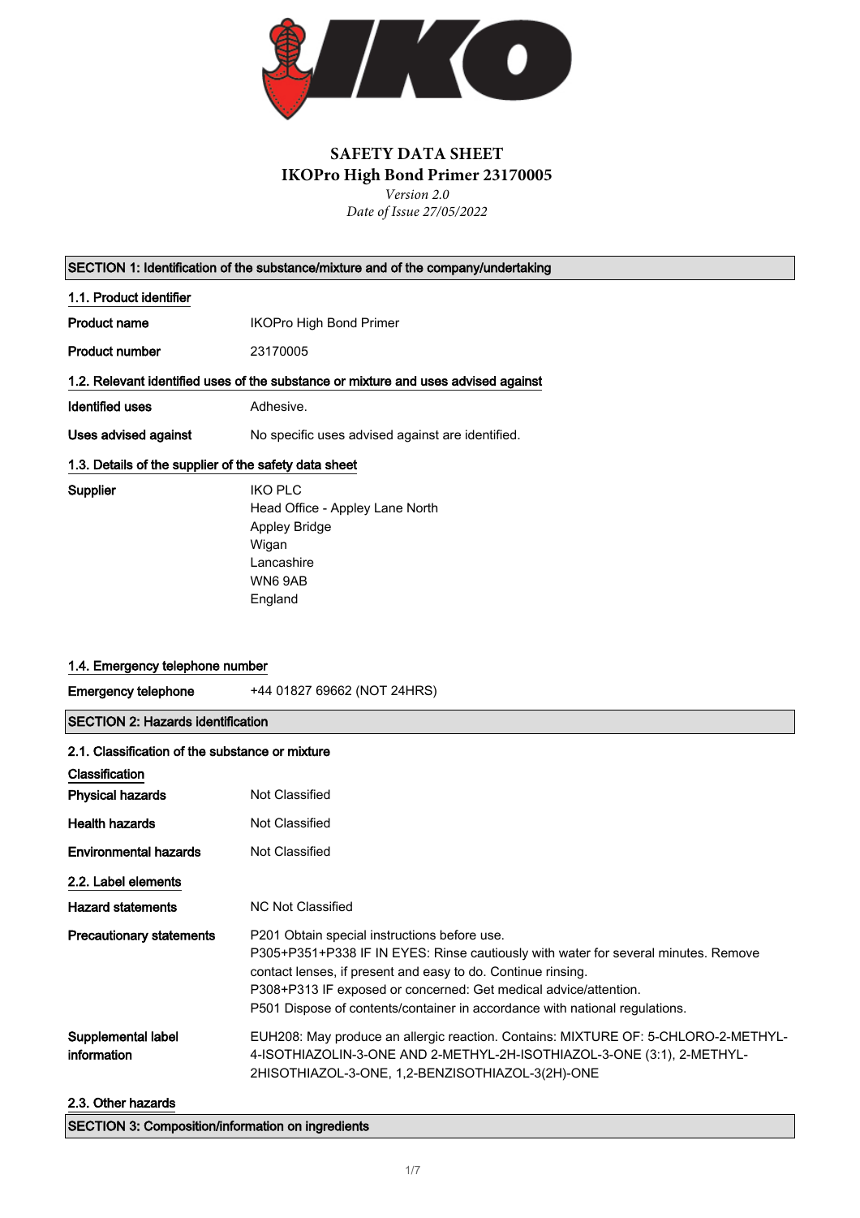# SAFETY DATA SHEET
# IKOPro High Bond Primer 23170005

*Version 2.0*
*Date of Issue 27/05/2022*

## SECTION 1: Identification of the substance/mixture and of the company/undertaking

### 1.1. Product identifier

**Product name** IKOPro High Bond Primer

**Product number** 23170005

### 1.2. Relevant identified uses of the substance or mixture and uses advised against

**Identified uses** Adhesive.

**Uses advised against** No specific uses advised against are identified.

### 1.3. Details of the supplier of the safety data sheet

**Supplier**
IKO PLC
Head Office - Appley Lane North
Appley Bridge
Wigan
Lancashire
WN6 9AB
England

### 1.4. Emergency telephone number

**Emergency telephone** +44 01827 69662 (NOT 24HRS)

## SECTION 2: Hazards identification

### 2.1. Classification of the substance or mixture

**Classification**

**Physical hazards** Not Classified

**Health hazards** Not Classified

**Environmental hazards** Not Classified

### 2.2. Label elements

**Hazard statements** NC Not Classified

**Precautionary statements**
P201 Obtain special instructions before use.
P305+P351+P338 IF IN EYES: Rinse cautiously with water for several minutes. Remove contact lenses, if present and easy to do. Continue rinsing.
P308+P313 IF exposed or concerned: Get medical advice/attention.
P501 Dispose of contents/container in accordance with national regulations.

**Supplemental label information**
EUH208: May produce an allergic reaction. Contains: MIXTURE OF: 5-CHLORO-2-METHYL-4-ISOTHIAZOLIN-3-ONE AND 2-METHYL-2H-ISOTHIAZOL-3-ONE (3:1), 2-METHYL-2HISOTHIAZOL-3-ONE, 1,2-BENZISOTHIAZOL-3(2H)-ONE

### 2.3. Other hazards

## SECTION 3: Composition/information on ingredients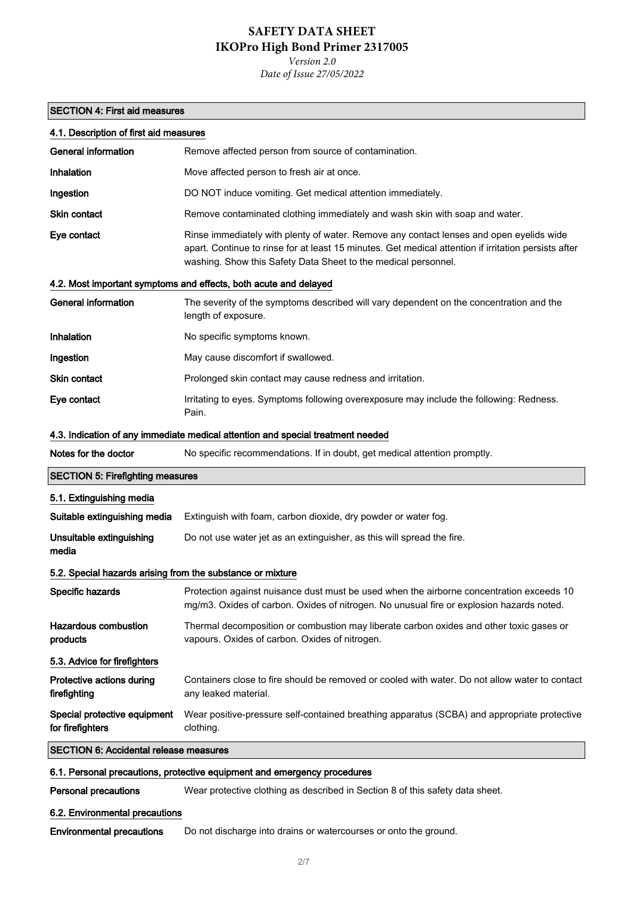## SECTION 4: First aid measures

### 4.1. Description of first aid measures

| | |
|---|---|
| **General information** | Remove affected person from source of contamination. |
| **Inhalation** | Move affected person to fresh air at once. |
| **Ingestion** | DO NOT induce vomiting. Get medical attention immediately. |
| **Skin contact** | Remove contaminated clothing immediately and wash skin with soap and water. |
| **Eye contact** | Rinse immediately with plenty of water. Remove any contact lenses and open eyelids wide apart. Continue to rinse for at least 15 minutes. Get medical attention if irritation persists after washing. Show this Safety Data Sheet to the medical personnel. |

### 4.2. Most important symptoms and effects, both acute and delayed

| | |
|---|---|
| **General information** | The severity of the symptoms described will vary dependent on the concentration and the length of exposure. |
| **Inhalation** | No specific symptoms known. |
| **Ingestion** | May cause discomfort if swallowed. |
| **Skin contact** | Prolonged skin contact may cause redness and irritation. |
| **Eye contact** | Irritating to eyes. Symptoms following overexposure may include the following: Redness. Pain. |

### 4.3. Indication of any immediate medical attention and special treatment needed

| | |
|---|---|
| **Notes for the doctor** | No specific recommendations. If in doubt, get medical attention promptly. |

## SECTION 5: Firefighting measures

### 5.1. Extinguishing media

| | |
|---|---|
| **Suitable extinguishing media** | Extinguish with foam, carbon dioxide, dry powder or water fog. |
| **Unsuitable extinguishing media** | Do not use water jet as an extinguisher, as this will spread the fire. |

### 5.2. Special hazards arising from the substance or mixture

| | |
|---|---|
| **Specific hazards** | Protection against nuisance dust must be used when the airborne concentration exceeds 10 mg/m3. Oxides of carbon. Oxides of nitrogen. No unusual fire or explosion hazards noted. |
| **Hazardous combustion products** | Thermal decomposition or combustion may liberate carbon oxides and other toxic gases or vapours. Oxides of carbon. Oxides of nitrogen. |

### 5.3. Advice for firefighters

| | |
|---|---|
| **Protective actions during firefighting** | Containers close to fire should be removed or cooled with water. Do not allow water to contact any leaked material. |
| **Special protective equipment for firefighters** | Wear positive-pressure self-contained breathing apparatus (SCBA) and appropriate protective clothing. |

## SECTION 6: Accidental release measures

### 6.1. Personal precautions, protective equipment and emergency procedures

| | |
|---|---|
| **Personal precautions** | Wear protective clothing as described in Section 8 of this safety data sheet. |

### 6.2. Environmental precautions

| | |
|---|---|
| **Environmental precautions** | Do not discharge into drains or watercourses or onto the ground. |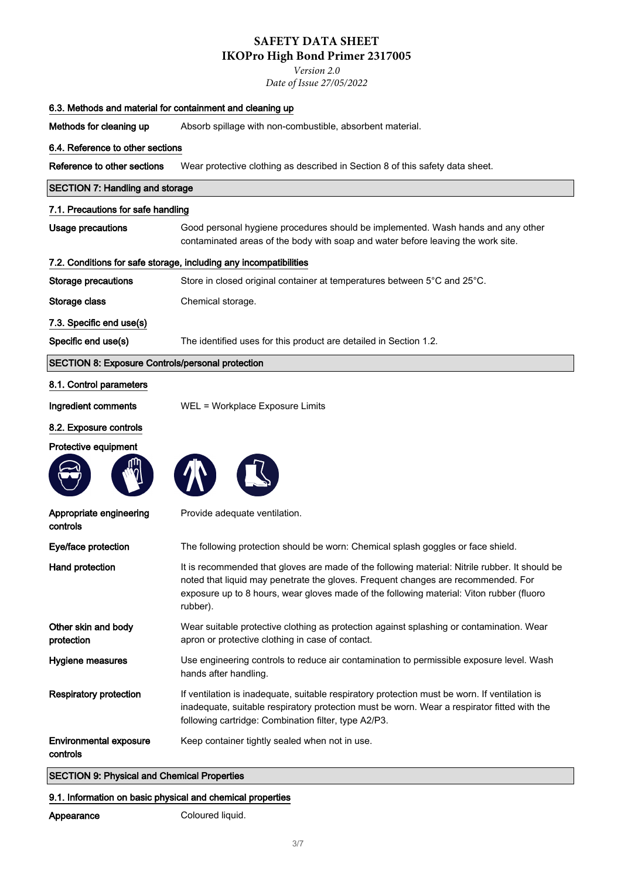## 6.3. Methods and material for containment and cleaning up

**Methods for cleaning up** Absorb spillage with non-combustible, absorbent material.

## 6.4. Reference to other sections

**Reference to other sections** Wear protective clothing as described in Section 8 of this safety data sheet.

# SECTION 7: Handling and storage

## 7.1. Precautions for safe handling

**Usage precautions** Good personal hygiene procedures should be implemented. Wash hands and any other contaminated areas of the body with soap and water before leaving the work site.

## 7.2. Conditions for safe storage, including any incompatibilities

**Storage precautions** Store in closed original container at temperatures between 5°C and 25°C.

**Storage class** Chemical storage.

## 7.3. Specific end use(s)

**Specific end use(s)** The identified uses for this product are detailed in Section 1.2.

# SECTION 8: Exposure Controls/personal protection

## 8.1. Control parameters

**Ingredient comments** WEL = Workplace Exposure Limits

## 8.2. Exposure controls

**Protective equipment**

**Appropriate engineering controls** Provide adequate ventilation.

**Eye/face protection** The following protection should be worn: Chemical splash goggles or face shield.

**Hand protection** It is recommended that gloves are made of the following material: Nitrile rubber. It should be noted that liquid may penetrate the gloves. Frequent changes are recommended. For exposure up to 8 hours, wear gloves made of the following material: Viton rubber (fluoro rubber).

**Other skin and body protection** Wear suitable protective clothing as protection against splashing or contamination. Wear apron or protective clothing in case of contact.

**Hygiene measures** Use engineering controls to reduce air contamination to permissible exposure level. Wash hands after handling.

**Respiratory protection** If ventilation is inadequate, suitable respiratory protection must be worn. If ventilation is inadequate, suitable respiratory protection must be worn. Wear a respirator fitted with the following cartridge: Combination filter, type A2/P3.

**Environmental exposure controls** Keep container tightly sealed when not in use.

# SECTION 9: Physical and Chemical Properties

## 9.1. Information on basic physical and chemical properties

**Appearance** Coloured liquid.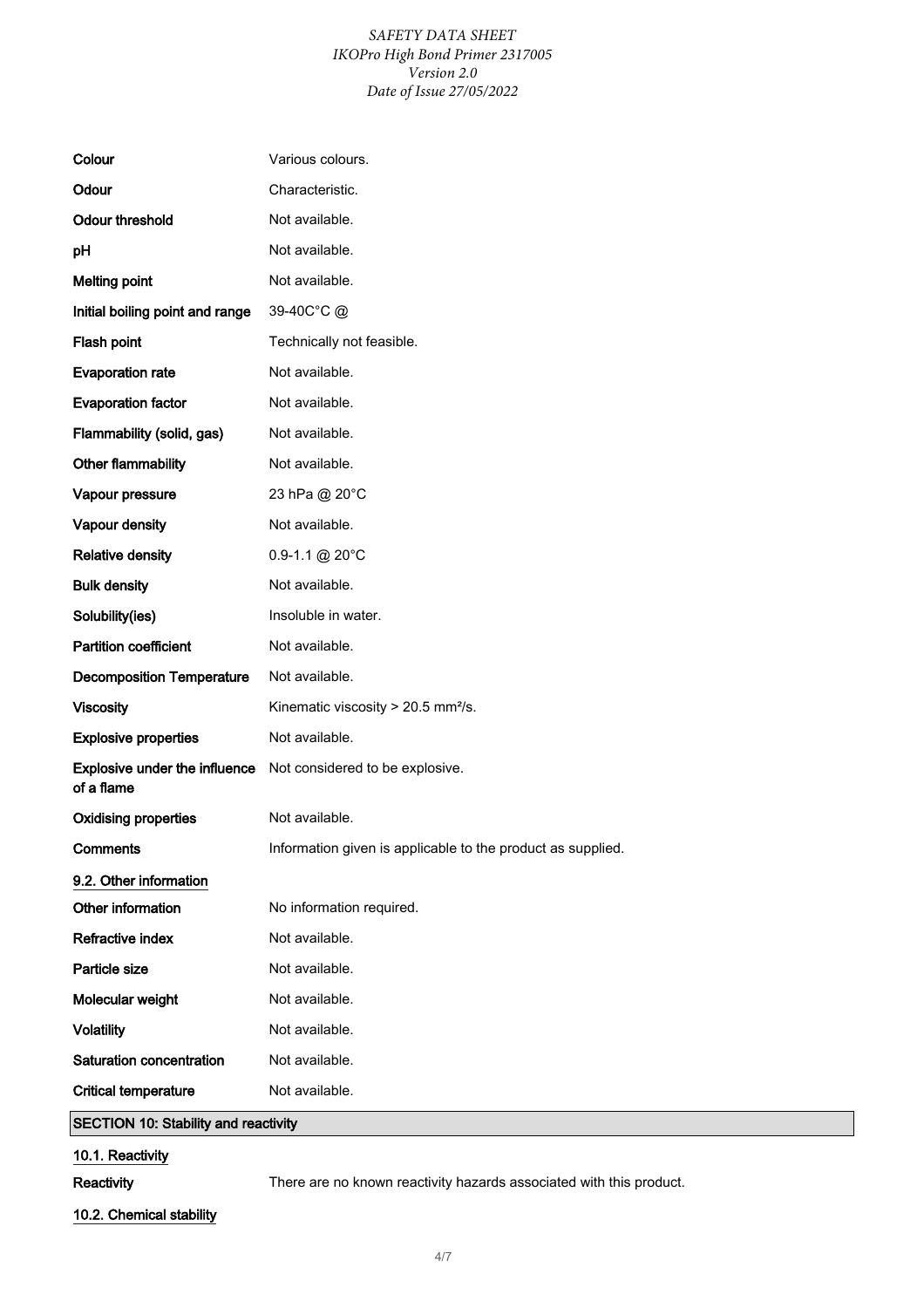| | |
|---|---|
| **Colour** | Various colours. |
| **Odour** | Characteristic. |
| **Odour threshold** | Not available. |
| **pH** | Not available. |
| **Melting point** | Not available. |
| **Initial boiling point and range** | 39-40C°C @ |
| **Flash point** | Technically not feasible. |
| **Evaporation rate** | Not available. |
| **Evaporation factor** | Not available. |
| **Flammability (solid, gas)** | Not available. |
| **Other flammability** | Not available. |
| **Vapour pressure** | 23 hPa @ 20°C |
| **Vapour density** | Not available. |
| **Relative density** | 0.9-1.1 @ 20°C |
| **Bulk density** | Not available. |
| **Solubility(ies)** | Insoluble in water. |
| **Partition coefficient** | Not available. |
| **Decomposition Temperature** | Not available. |
| **Viscosity** | Kinematic viscosity > 20.5 mm²/s. |
| **Explosive properties** | Not available. |
| **Explosive under the influence of a flame** | Not considered to be explosive. |
| **Oxidising properties** | Not available. |
| **Comments** | Information given is applicable to the product as supplied. |

### 9.2. Other information

| | |
|---|---|
| **Other information** | No information required. |
| **Refractive index** | Not available. |
| **Particle size** | Not available. |
| **Molecular weight** | Not available. |
| **Volatility** | Not available. |
| **Saturation concentration** | Not available. |
| **Critical temperature** | Not available. |

## SECTION 10: Stability and reactivity

### 10.1. Reactivity

**Reactivity** There are no known reactivity hazards associated with this product.

### 10.2. Chemical stability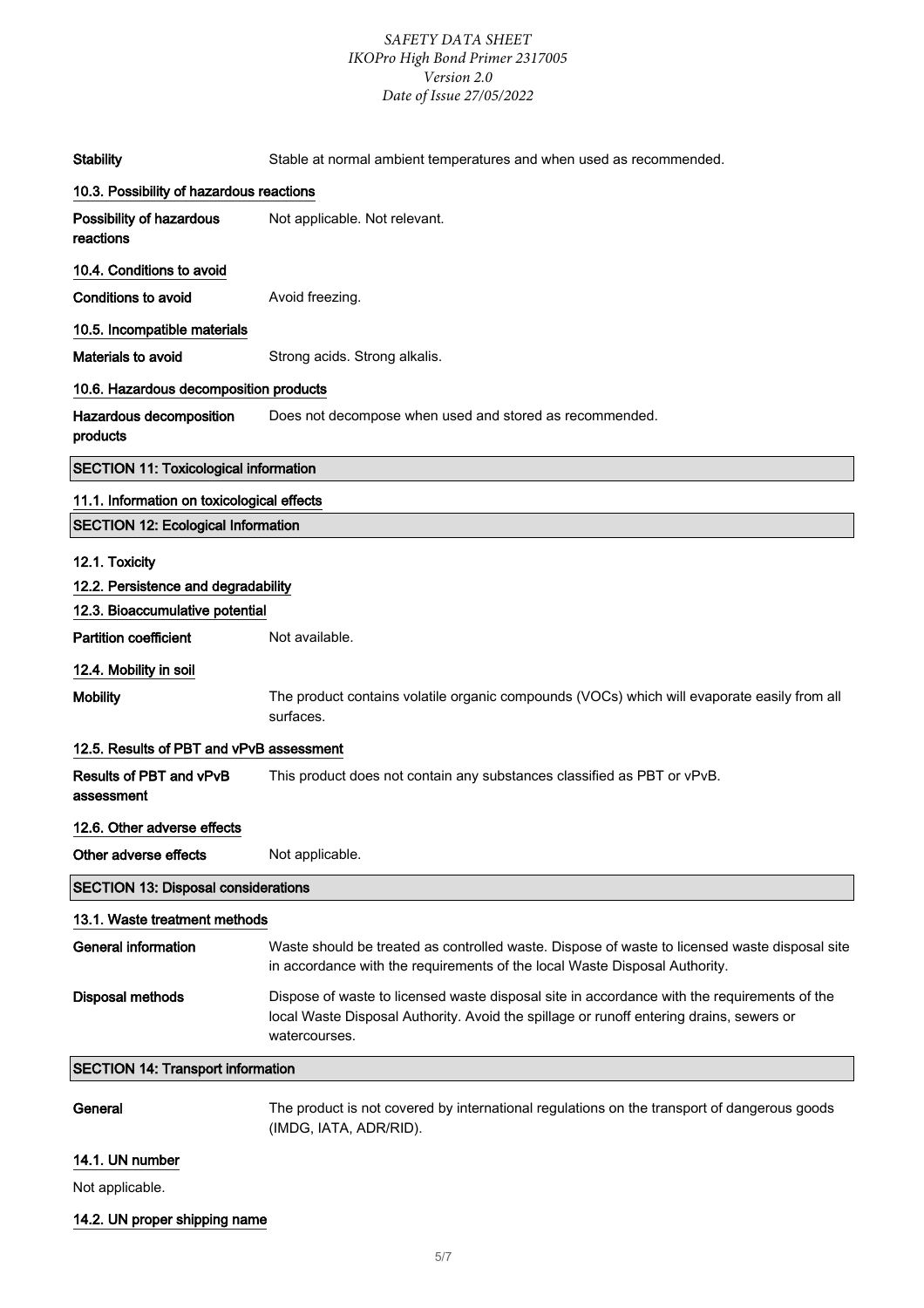**Stability** Stable at normal ambient temperatures and when used as recommended.

### 10.3. Possibility of hazardous reactions

**Possibility of hazardous reactions** Not applicable. Not relevant.

### 10.4. Conditions to avoid

**Conditions to avoid** Avoid freezing.

### 10.5. Incompatible materials

**Materials to avoid** Strong acids. Strong alkalis.

### 10.6. Hazardous decomposition products

**Hazardous decomposition products** Does not decompose when used and stored as recommended.

## SECTION 11: Toxicological information

### 11.1. Information on toxicological effects

## SECTION 12: Ecological Information

### 12.1. Toxicity

### 12.2. Persistence and degradability

### 12.3. Bioaccumulative potential

**Partition coefficient** Not available.

### 12.4. Mobility in soil

**Mobility** The product contains volatile organic compounds (VOCs) which will evaporate easily from all surfaces.

### 12.5. Results of PBT and vPvB assessment

**Results of PBT and vPvB assessment** This product does not contain any substances classified as PBT or vPvB.

### 12.6. Other adverse effects

**Other adverse effects** Not applicable.

## SECTION 13: Disposal considerations

### 13.1. Waste treatment methods

**General information** Waste should be treated as controlled waste. Dispose of waste to licensed waste disposal site in accordance with the requirements of the local Waste Disposal Authority.

**Disposal methods** Dispose of waste to licensed waste disposal site in accordance with the requirements of the local Waste Disposal Authority. Avoid the spillage or runoff entering drains, sewers or watercourses.

## SECTION 14: Transport information

**General** The product is not covered by international regulations on the transport of dangerous goods (IMDG, IATA, ADR/RID).

### 14.1. UN number

Not applicable.

### 14.2. UN proper shipping name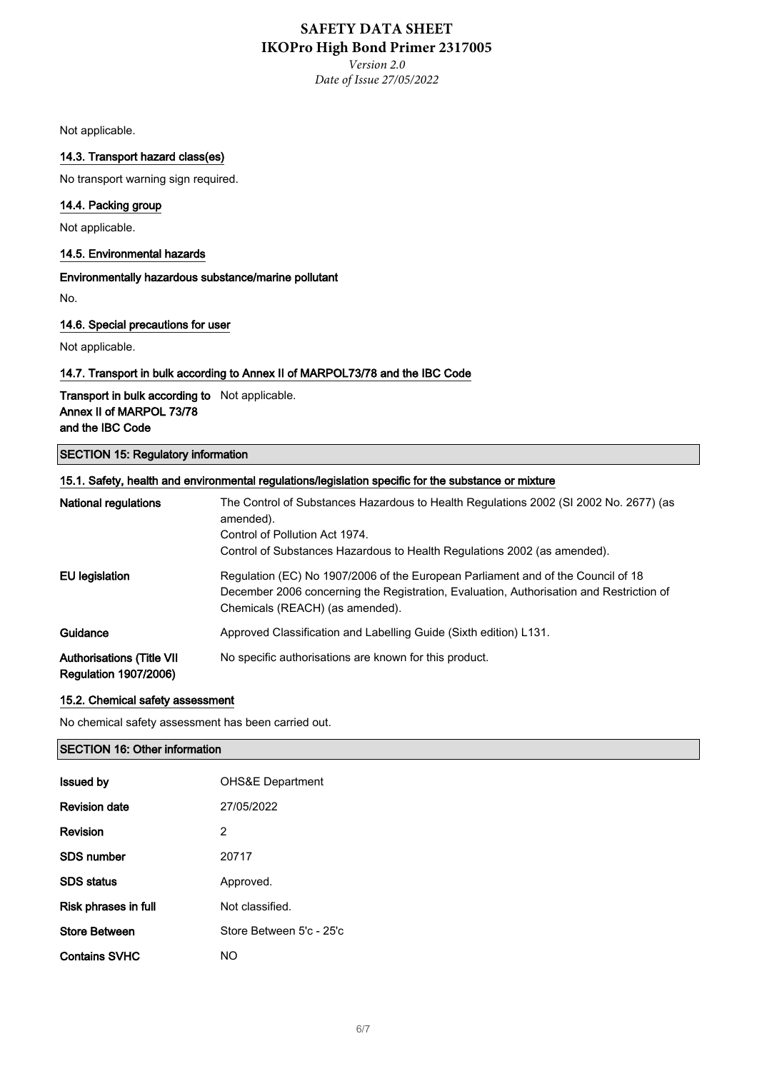Not applicable.

### 14.3. Transport hazard class(es)

No transport warning sign required.

### 14.4. Packing group

Not applicable.

### 14.5. Environmental hazards

**Environmentally hazardous substance/marine pollutant**

No.

### 14.6. Special precautions for user

Not applicable.

### 14.7. Transport in bulk according to Annex II of MARPOL73/78 and the IBC Code

| | |
|---|---|
| **Transport in bulk according to Annex II of MARPOL 73/78 and the IBC Code** | Not applicable. |

## SECTION 15: Regulatory information

### 15.1. Safety, health and environmental regulations/legislation specific for the substance or mixture

| | |
|---|---|
| **National regulations** | The Control of Substances Hazardous to Health Regulations 2002 (SI 2002 No. 2677) (as amended).<br>Control of Pollution Act 1974.<br>Control of Substances Hazardous to Health Regulations 2002 (as amended). |
| **EU legislation** | Regulation (EC) No 1907/2006 of the European Parliament and of the Council of 18 December 2006 concerning the Registration, Evaluation, Authorisation and Restriction of Chemicals (REACH) (as amended). |
| **Guidance** | Approved Classification and Labelling Guide (Sixth edition) L131. |
| **Authorisations (Title VII Regulation 1907/2006)** | No specific authorisations are known for this product. |

### 15.2. Chemical safety assessment

No chemical safety assessment has been carried out.

## SECTION 16: Other information

| | |
|---|---|
| **Issued by** | OHS&E Department |
| **Revision date** | 27/05/2022 |
| **Revision** | 2 |
| **SDS number** | 20717 |
| **SDS status** | Approved. |
| **Risk phrases in full** | Not classified. |
| **Store Between** | Store Between 5'c - 25'c |
| **Contains SVHC** | NO |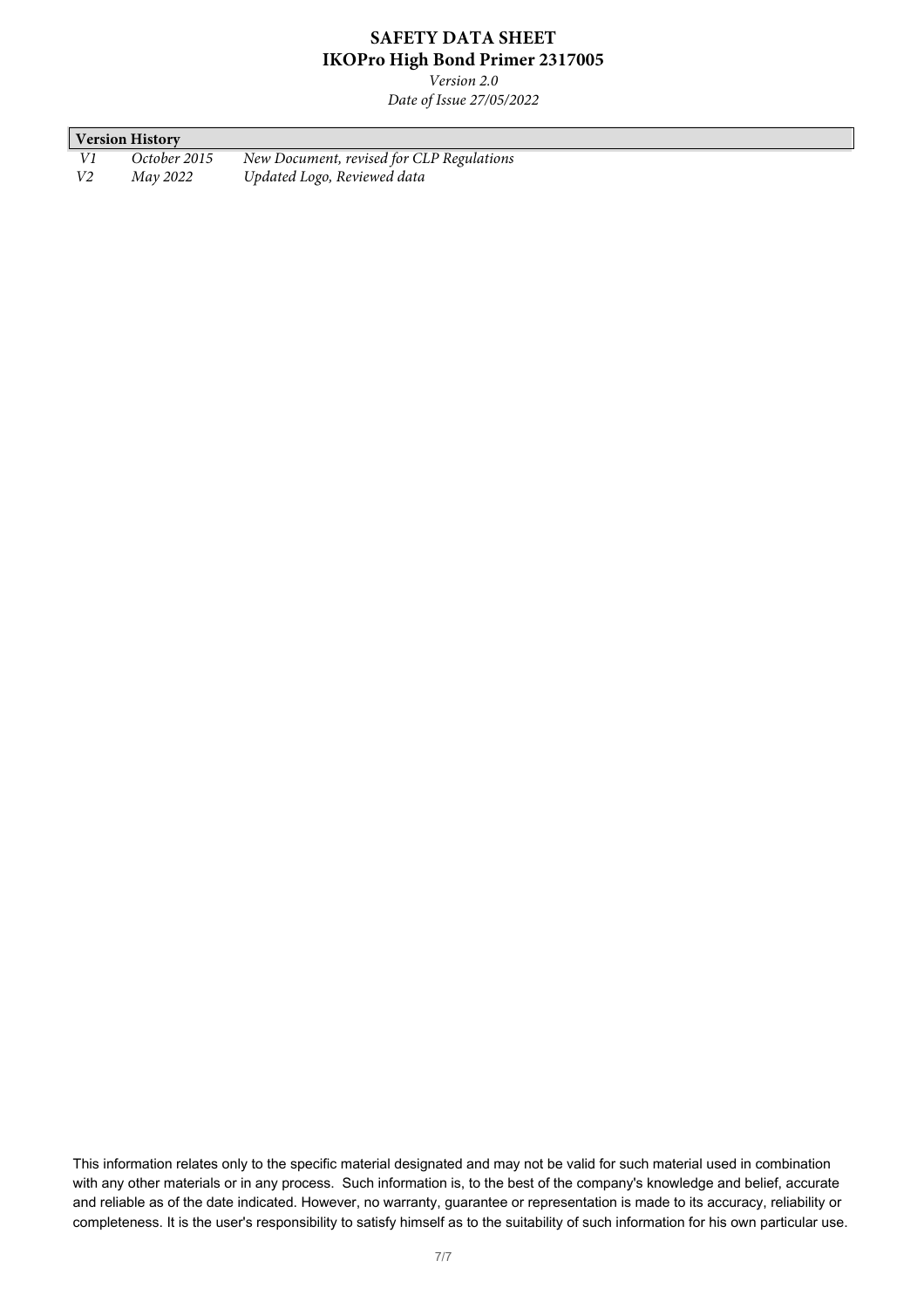## Version History

| | | |
|---|---|---|
| *V1* | *October 2015* | *New Document, revised for CLP Regulations* |
| *V2* | *May 2022* | *Updated Logo, Reviewed data* |

This information relates only to the specific material designated and may not be valid for such material used in combination with any other materials or in any process. Such information is, to the best of the company's knowledge and belief, accurate and reliable as of the date indicated. However, no warranty, guarantee or representation is made to its accuracy, reliability or completeness. It is the user's responsibility to satisfy himself as to the suitability of such information for his own particular use.